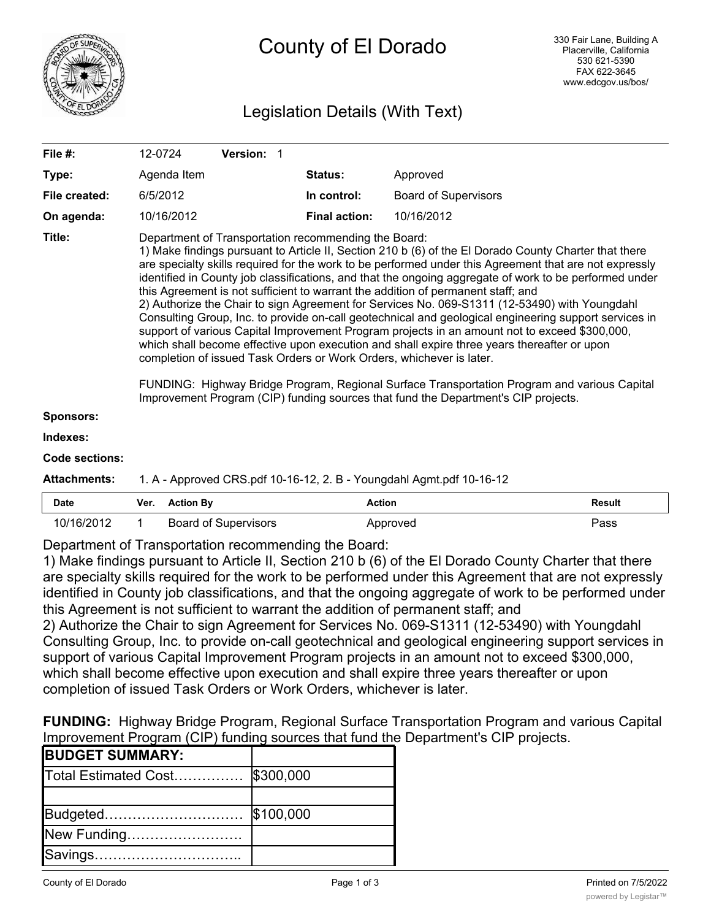# County of El Dorado

330 Fair Lane, Building A
Placerville, California
530 621-5390
FAX 622-3645
www.edcgov.us/bos/

## Legislation Details (With Text)

| | | | |
|---|---|---|---|
| **File #:** | 12-0724 **Version:** 1 | | |
| **Type:** | Agenda Item | **Status:** | Approved |
| **File created:** | 6/5/2012 | **In control:** | Board of Supervisors |
| **On agenda:** | 10/16/2012 | **Final action:** | 10/16/2012 |

**Title:** Department of Transportation recommending the Board:
1) Make findings pursuant to Article II, Section 210 b (6) of the El Dorado County Charter that there are specialty skills required for the work to be performed under this Agreement that are not expressly identified in County job classifications, and that the ongoing aggregate of work to be performed under this Agreement is not sufficient to warrant the addition of permanent staff; and
2) Authorize the Chair to sign Agreement for Services No. 069-S1311 (12-53490) with Youngdahl Consulting Group, Inc. to provide on-call geotechnical and geological engineering support services in support of various Capital Improvement Program projects in an amount not to exceed $300,000, which shall become effective upon execution and shall expire three years thereafter or upon completion of issued Task Orders or Work Orders, whichever is later.

FUNDING: Highway Bridge Program, Regional Surface Transportation Program and various Capital Improvement Program (CIP) funding sources that fund the Department's CIP projects.

**Sponsors:**

**Indexes:**

**Code sections:**

**Attachments:** 1. A - Approved CRS.pdf 10-16-12, 2. B - Youngdahl Agmt.pdf 10-16-12

| Date | Ver. | Action By | Action | Result |
|---|---|---|---|---|
| 10/16/2012 | 1 | Board of Supervisors | Approved | Pass |

Department of Transportation recommending the Board:
1) Make findings pursuant to Article II, Section 210 b (6) of the El Dorado County Charter that there are specialty skills required for the work to be performed under this Agreement that are not expressly identified in County job classifications, and that the ongoing aggregate of work to be performed under this Agreement is not sufficient to warrant the addition of permanent staff; and
2) Authorize the Chair to sign Agreement for Services No. 069-S1311 (12-53490) with Youngdahl Consulting Group, Inc. to provide on-call geotechnical and geological engineering support services in support of various Capital Improvement Program projects in an amount not to exceed $300,000, which shall become effective upon execution and shall expire three years thereafter or upon completion of issued Task Orders or Work Orders, whichever is later.

**FUNDING:** Highway Bridge Program, Regional Surface Transportation Program and various Capital Improvement Program (CIP) funding sources that fund the Department's CIP projects.

| **BUDGET SUMMARY:** | |
|---|---|
| Total Estimated Cost…………… | $300,000 |
| | |
| Budgeted………………………… | $100,000 |
| New Funding……………………. | |
| Savings………………………….. | |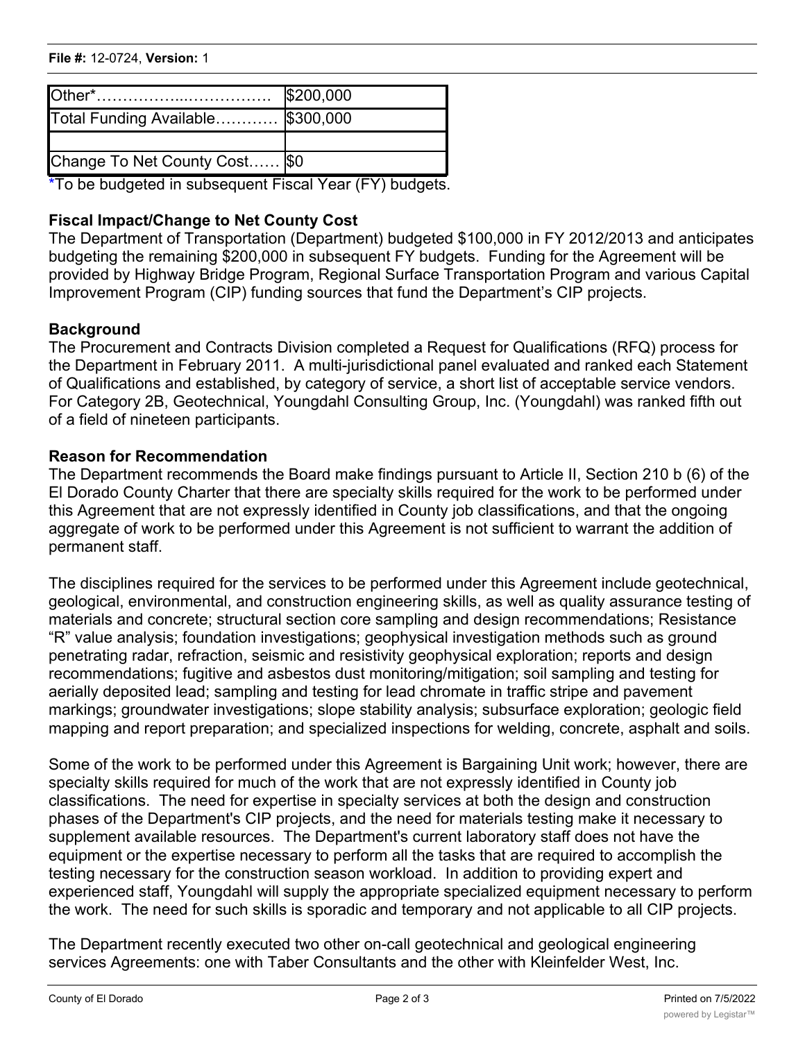| Other*……………...……………. | $200,000 |
|---|---|
| Total Funding Available………… | $300,000 |
| | |
| Change To Net County Cost…… | $0 |

*To be budgeted in subsequent Fiscal Year (FY) budgets.

**Fiscal Impact/Change to Net County Cost**

The Department of Transportation (Department) budgeted $100,000 in FY 2012/2013 and anticipates budgeting the remaining $200,000 in subsequent FY budgets. Funding for the Agreement will be provided by Highway Bridge Program, Regional Surface Transportation Program and various Capital Improvement Program (CIP) funding sources that fund the Department's CIP projects.

**Background**

The Procurement and Contracts Division completed a Request for Qualifications (RFQ) process for the Department in February 2011. A multi-jurisdictional panel evaluated and ranked each Statement of Qualifications and established, by category of service, a short list of acceptable service vendors. For Category 2B, Geotechnical, Youngdahl Consulting Group, Inc. (Youngdahl) was ranked fifth out of a field of nineteen participants.

**Reason for Recommendation**

The Department recommends the Board make findings pursuant to Article II, Section 210 b (6) of the El Dorado County Charter that there are specialty skills required for the work to be performed under this Agreement that are not expressly identified in County job classifications, and that the ongoing aggregate of work to be performed under this Agreement is not sufficient to warrant the addition of permanent staff.

The disciplines required for the services to be performed under this Agreement include geotechnical, geological, environmental, and construction engineering skills, as well as quality assurance testing of materials and concrete; structural section core sampling and design recommendations; Resistance "R" value analysis; foundation investigations; geophysical investigation methods such as ground penetrating radar, refraction, seismic and resistivity geophysical exploration; reports and design recommendations; fugitive and asbestos dust monitoring/mitigation; soil sampling and testing for aerially deposited lead; sampling and testing for lead chromate in traffic stripe and pavement markings; groundwater investigations; slope stability analysis; subsurface exploration; geologic field mapping and report preparation; and specialized inspections for welding, concrete, asphalt and soils.

Some of the work to be performed under this Agreement is Bargaining Unit work; however, there are specialty skills required for much of the work that are not expressly identified in County job classifications. The need for expertise in specialty services at both the design and construction phases of the Department's CIP projects, and the need for materials testing make it necessary to supplement available resources. The Department's current laboratory staff does not have the equipment or the expertise necessary to perform all the tasks that are required to accomplish the testing necessary for the construction season workload. In addition to providing expert and experienced staff, Youngdahl will supply the appropriate specialized equipment necessary to perform the work. The need for such skills is sporadic and temporary and not applicable to all CIP projects.

The Department recently executed two other on-call geotechnical and geological engineering services Agreements: one with Taber Consultants and the other with Kleinfelder West, Inc.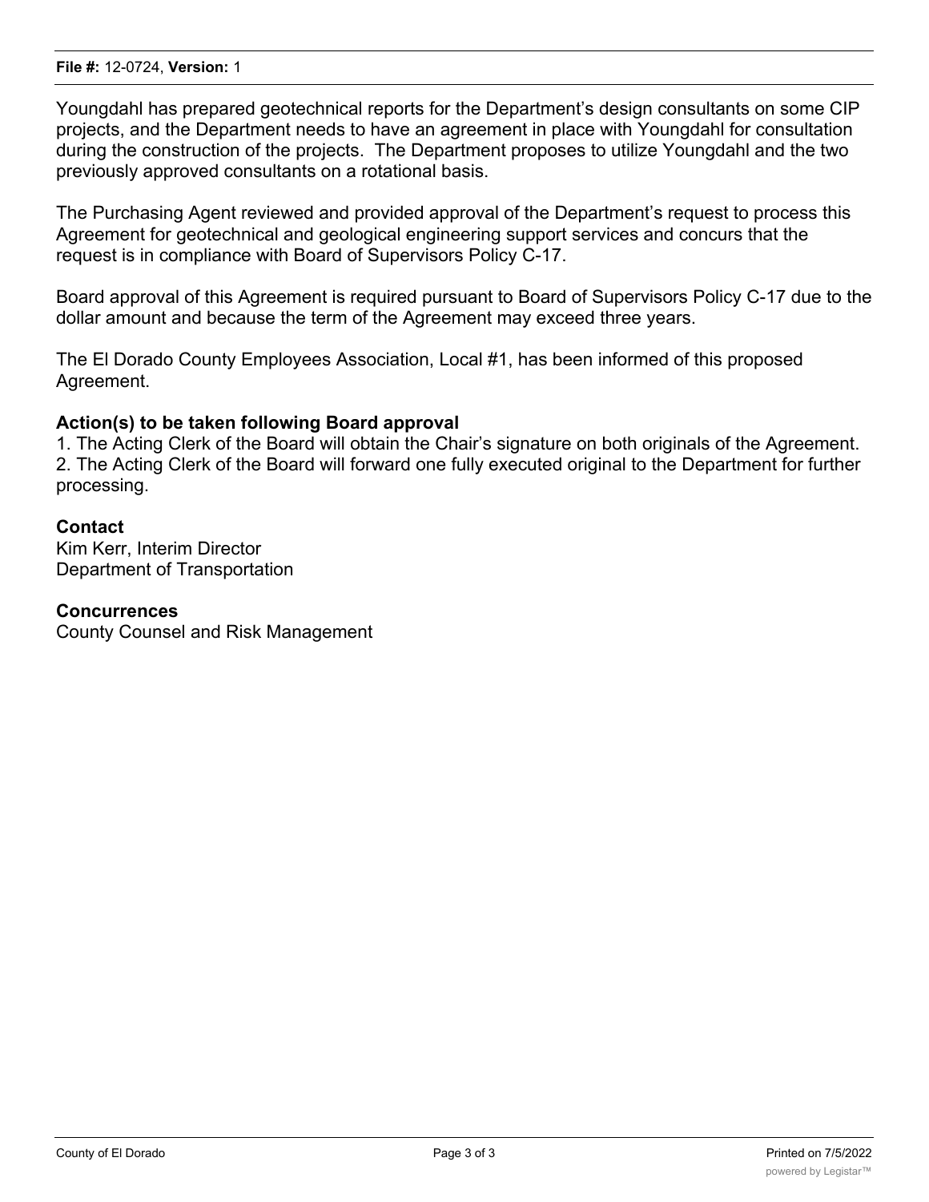Youngdahl has prepared geotechnical reports for the Department's design consultants on some CIP projects, and the Department needs to have an agreement in place with Youngdahl for consultation during the construction of the projects. The Department proposes to utilize Youngdahl and the two previously approved consultants on a rotational basis.

The Purchasing Agent reviewed and provided approval of the Department's request to process this Agreement for geotechnical and geological engineering support services and concurs that the request is in compliance with Board of Supervisors Policy C-17.

Board approval of this Agreement is required pursuant to Board of Supervisors Policy C-17 due to the dollar amount and because the term of the Agreement may exceed three years.

The El Dorado County Employees Association, Local #1, has been informed of this proposed Agreement.

**Action(s) to be taken following Board approval**

1. The Acting Clerk of the Board will obtain the Chair's signature on both originals of the Agreement.
2. The Acting Clerk of the Board will forward one fully executed original to the Department for further processing.

**Contact**

Kim Kerr, Interim Director
Department of Transportation

**Concurrences**

County Counsel and Risk Management